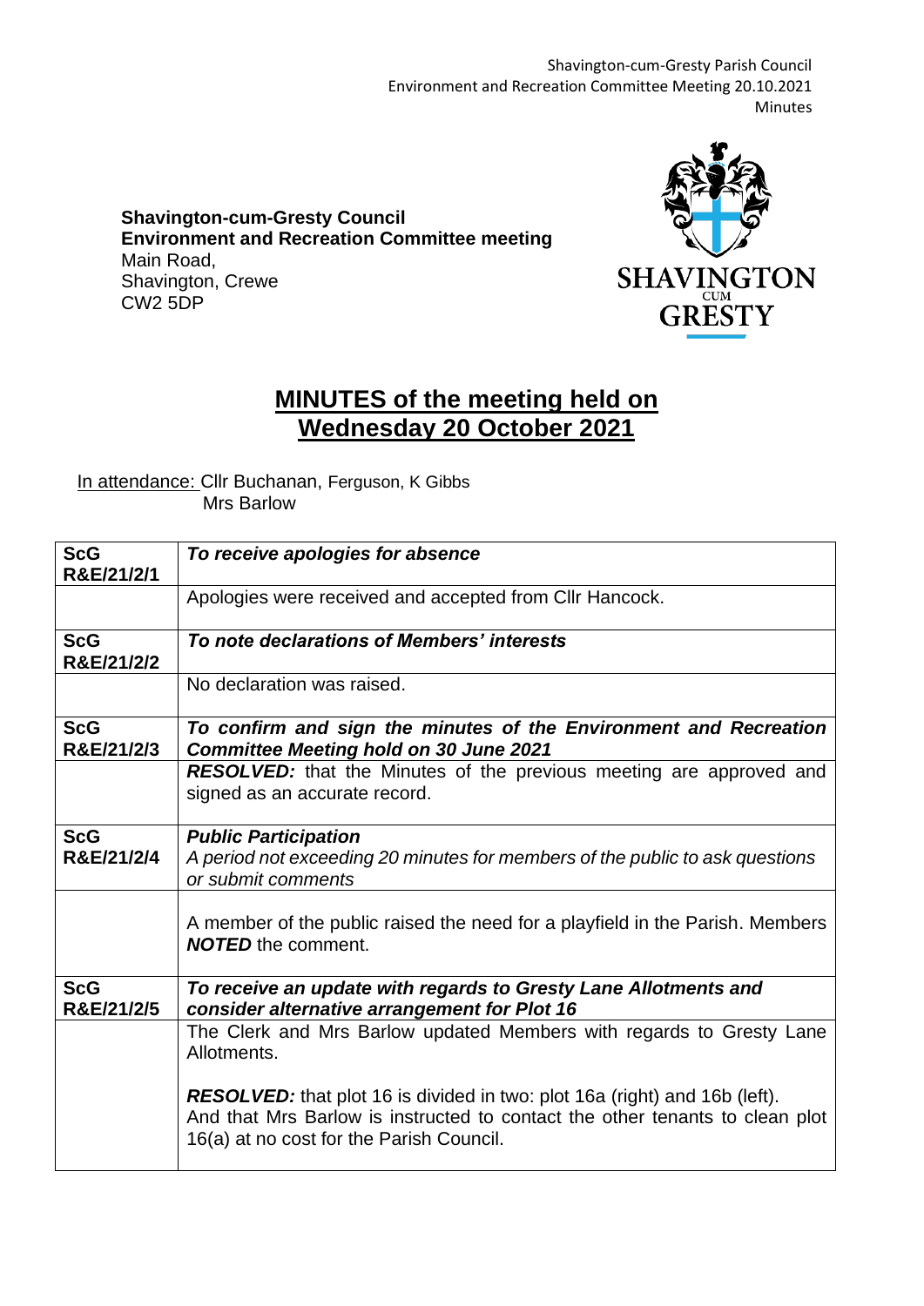**Shavington-cum-Gresty Council**
**Environment and Recreation Committee meeting**
Main Road,
Shavington, Crewe
CW2 5DP

# MINUTES of the meeting held on Wednesday 20 October 2021

In attendance: Cllr Buchanan, Ferguson, K Gibbs
Mrs Barlow

| | |
|---|---|
| **ScG R&E/21/2/1** | ***To receive apologies for absence*** |
| | Apologies were received and accepted from Cllr Hancock. |
| **ScG R&E/21/2/2** | ***To note declarations of Members' interests*** |
| | No declaration was raised. |
| **ScG R&E/21/2/3** | ***To confirm and sign the minutes of the Environment and Recreation Committee Meeting hold on 30 June 2021*** |
| | ***RESOLVED:*** that the Minutes of the previous meeting are approved and signed as an accurate record. |
| **ScG R&E/21/2/4** | ***Public Participation*** *A period not exceeding 20 minutes for members of the public to ask questions or submit comments* |
| | A member of the public raised the need for a playfield in the Parish. Members ***NOTED*** the comment. |
| **ScG R&E/21/2/5** | ***To receive an update with regards to Gresty Lane Allotments and consider alternative arrangement for Plot 16*** |
| | The Clerk and Mrs Barlow updated Members with regards to Gresty Lane Allotments.<br><br>***RESOLVED:*** that plot 16 is divided in two: plot 16a (right) and 16b (left). And that Mrs Barlow is instructed to contact the other tenants to clean plot 16(a) at no cost for the Parish Council. |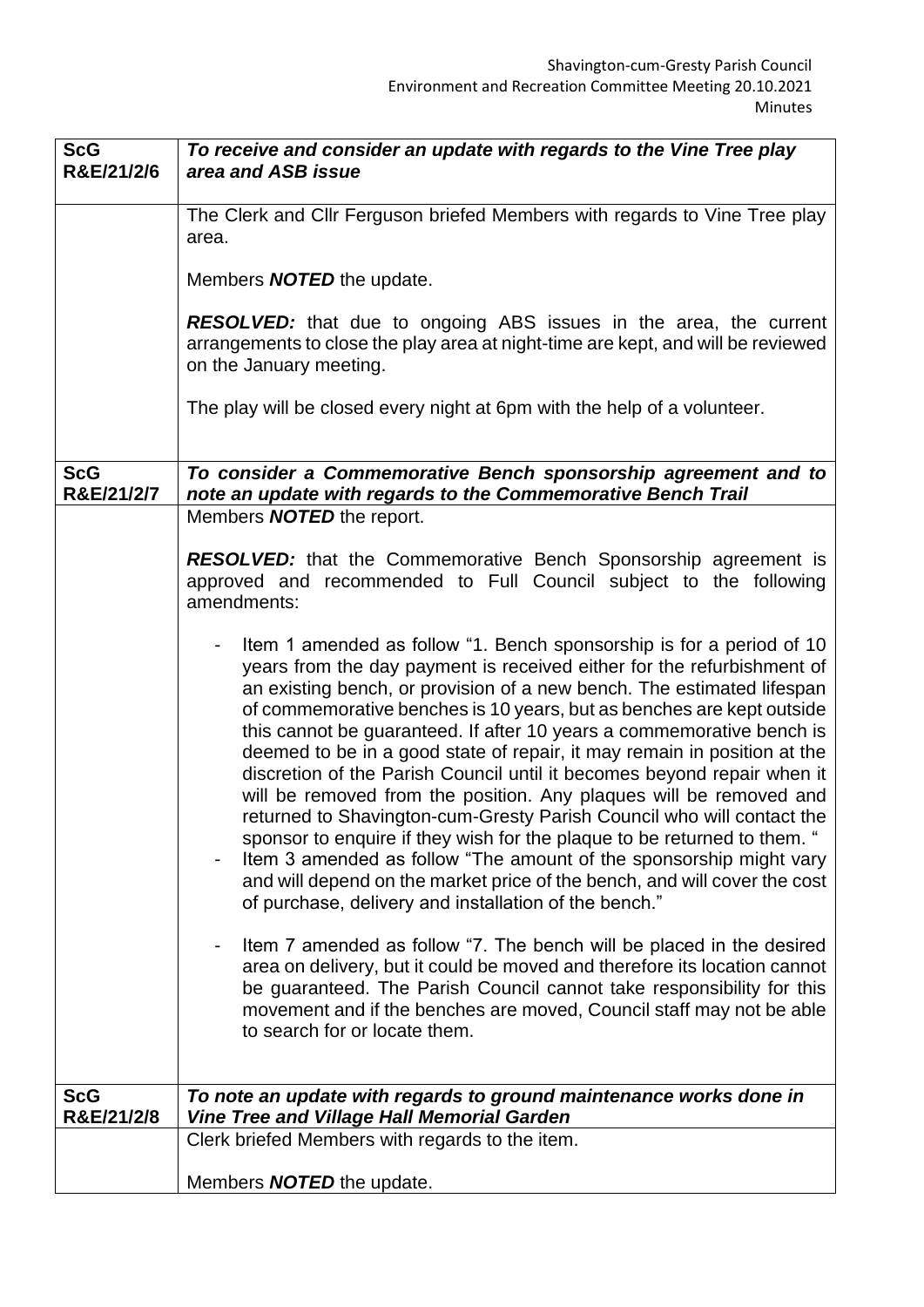| ScG R&E/21/2/6 | ***To receive and consider an update with regards to the Vine Tree play area and ASB issue*** |
|---|---|
| | The Clerk and Cllr Ferguson briefed Members with regards to Vine Tree play area.<br><br>Members ***NOTED*** the update.<br><br>***RESOLVED:*** that due to ongoing ABS issues in the area, the current arrangements to close the play area at night-time are kept, and will be reviewed on the January meeting.<br><br>The play will be closed every night at 6pm with the help of a volunteer. |
| **ScG R&E/21/2/7** | ***To consider a Commemorative Bench sponsorship agreement and to note an update with regards to the Commemorative Bench Trail*** |
| | Members ***NOTED*** the report.<br><br>***RESOLVED:*** that the Commemorative Bench Sponsorship agreement is approved and recommended to Full Council subject to the following amendments:<br><br>- Item 1 amended as follow "1. Bench sponsorship is for a period of 10 years from the day payment is received either for the refurbishment of an existing bench, or provision of a new bench. The estimated lifespan of commemorative benches is 10 years, but as benches are kept outside this cannot be guaranteed. If after 10 years a commemorative bench is deemed to be in a good state of repair, it may remain in position at the discretion of the Parish Council until it becomes beyond repair when it will be removed from the position. Any plaques will be removed and returned to Shavington-cum-Gresty Parish Council who will contact the sponsor to enquire if they wish for the plaque to be returned to them. "<br>- Item 3 amended as follow "The amount of the sponsorship might vary and will depend on the market price of the bench, and will cover the cost of purchase, delivery and installation of the bench."<br><br>- Item 7 amended as follow "7. The bench will be placed in the desired area on delivery, but it could be moved and therefore its location cannot be guaranteed. The Parish Council cannot take responsibility for this movement and if the benches are moved, Council staff may not be able to search for or locate them. |
| **ScG R&E/21/2/8** | ***To note an update with regards to ground maintenance works done in Vine Tree and Village Hall Memorial Garden*** |
| | Clerk briefed Members with regards to the item.<br><br>Members ***NOTED*** the update. |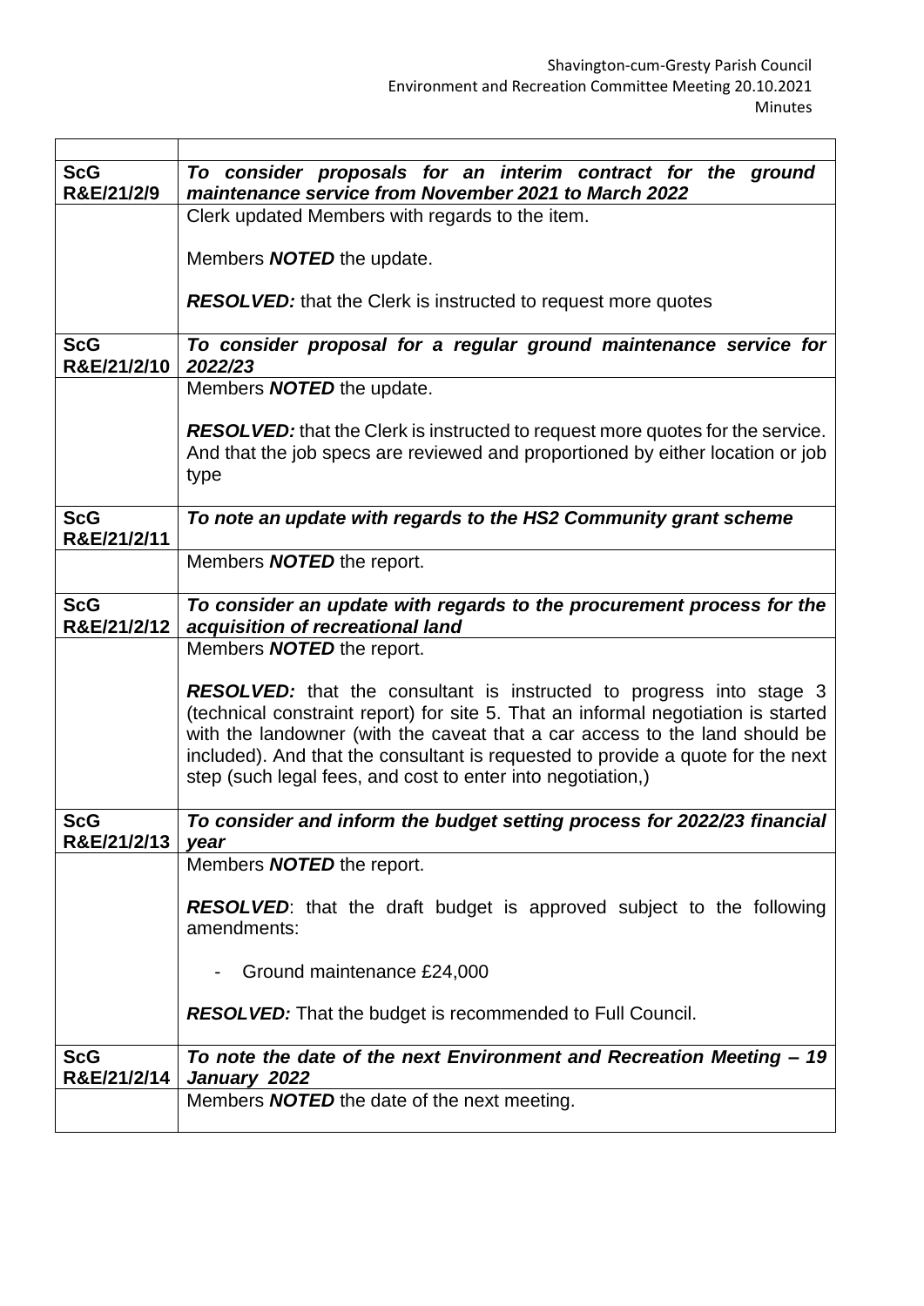| | |
|---|---|
| **ScG R&E/21/2/9** | ***To consider proposals for an interim contract for the ground maintenance service from November 2021 to March 2022*** |
| | Clerk updated Members with regards to the item.<br><br>Members ***NOTED*** the update.<br><br>***RESOLVED:*** that the Clerk is instructed to request more quotes |
| **ScG R&E/21/2/10** | ***To consider proposal for a regular ground maintenance service for 2022/23*** |
| | Members ***NOTED*** the update.<br><br>***RESOLVED:*** that the Clerk is instructed to request more quotes for the service. And that the job specs are reviewed and proportioned by either location or job type |
| **ScG R&E/21/2/11** | ***To note an update with regards to the HS2 Community grant scheme*** |
| | Members ***NOTED*** the report. |
| **ScG R&E/21/2/12** | ***To consider an update with regards to the procurement process for the acquisition of recreational land*** |
| | Members ***NOTED*** the report.<br><br>***RESOLVED:*** that the consultant is instructed to progress into stage 3 (technical constraint report) for site 5. That an informal negotiation is started with the landowner (with the caveat that a car access to the land should be included). And that the consultant is requested to provide a quote for the next step (such legal fees, and cost to enter into negotiation,) |
| **ScG R&E/21/2/13** | ***To consider and inform the budget setting process for 2022/23 financial year*** |
| | Members ***NOTED*** the report.<br><br>***RESOLVED***: that the draft budget is approved subject to the following amendments:<br><br>- Ground maintenance £24,000<br><br>***RESOLVED:*** That the budget is recommended to Full Council. |
| **ScG R&E/21/2/14** | ***To note the date of the next Environment and Recreation Meeting – 19 January 2022*** |
| | Members ***NOTED*** the date of the next meeting. |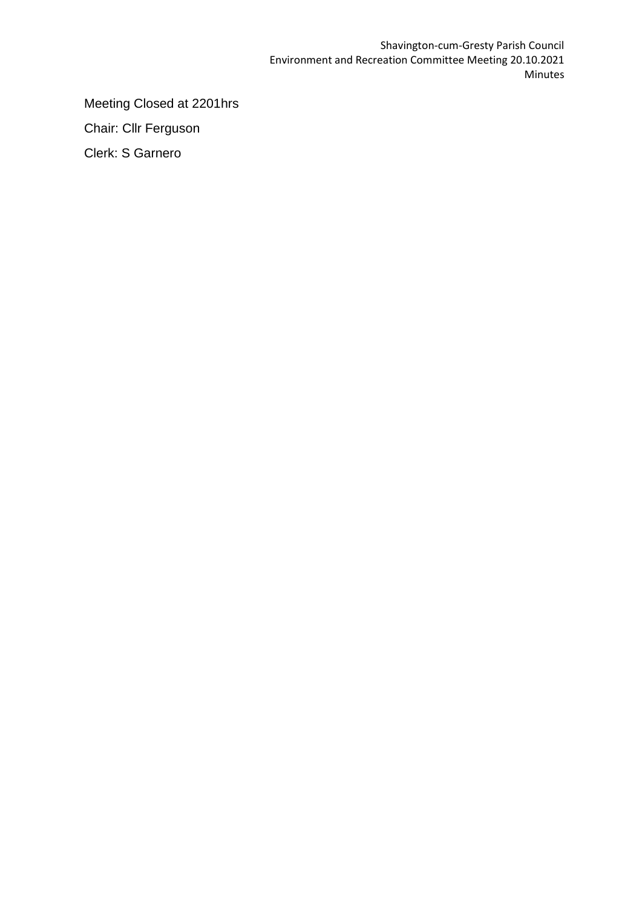Meeting Closed at 2201hrs

Chair: Cllr Ferguson

Clerk: S Garnero